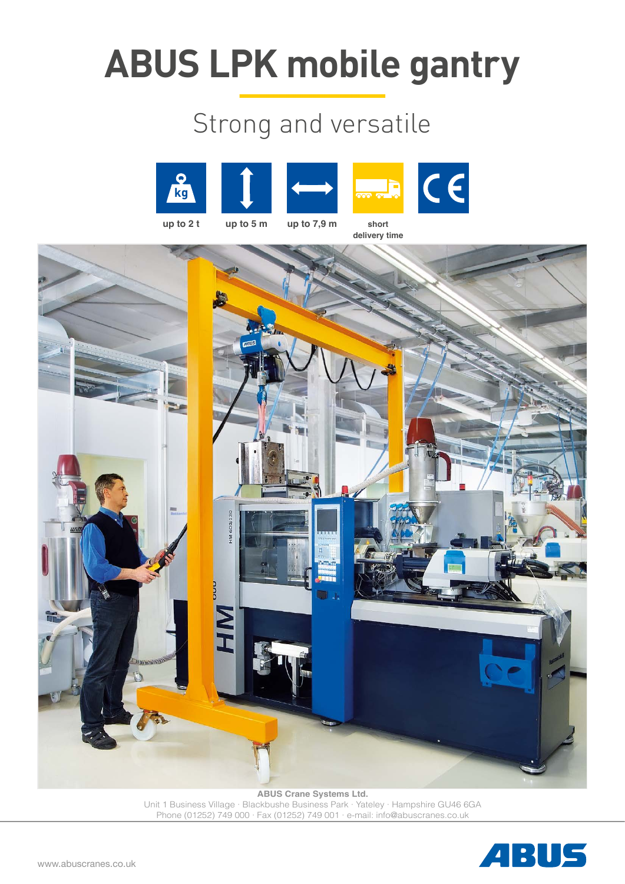# ABUS LPK mobile gantry

## Strong and versatile

up to 2 t

up to 5 m

up to 7,9 m

short delivery time

**ABUS Crane Systems Ltd.**
Unit 1 Business Village · Blackbushe Business Park · Yateley · Hampshire GU46 6GA
Phone (01252) 749 000 · Fax (01252) 749 001 · e-mail: info@abuscranes.co.uk

www.abuscranes.co.uk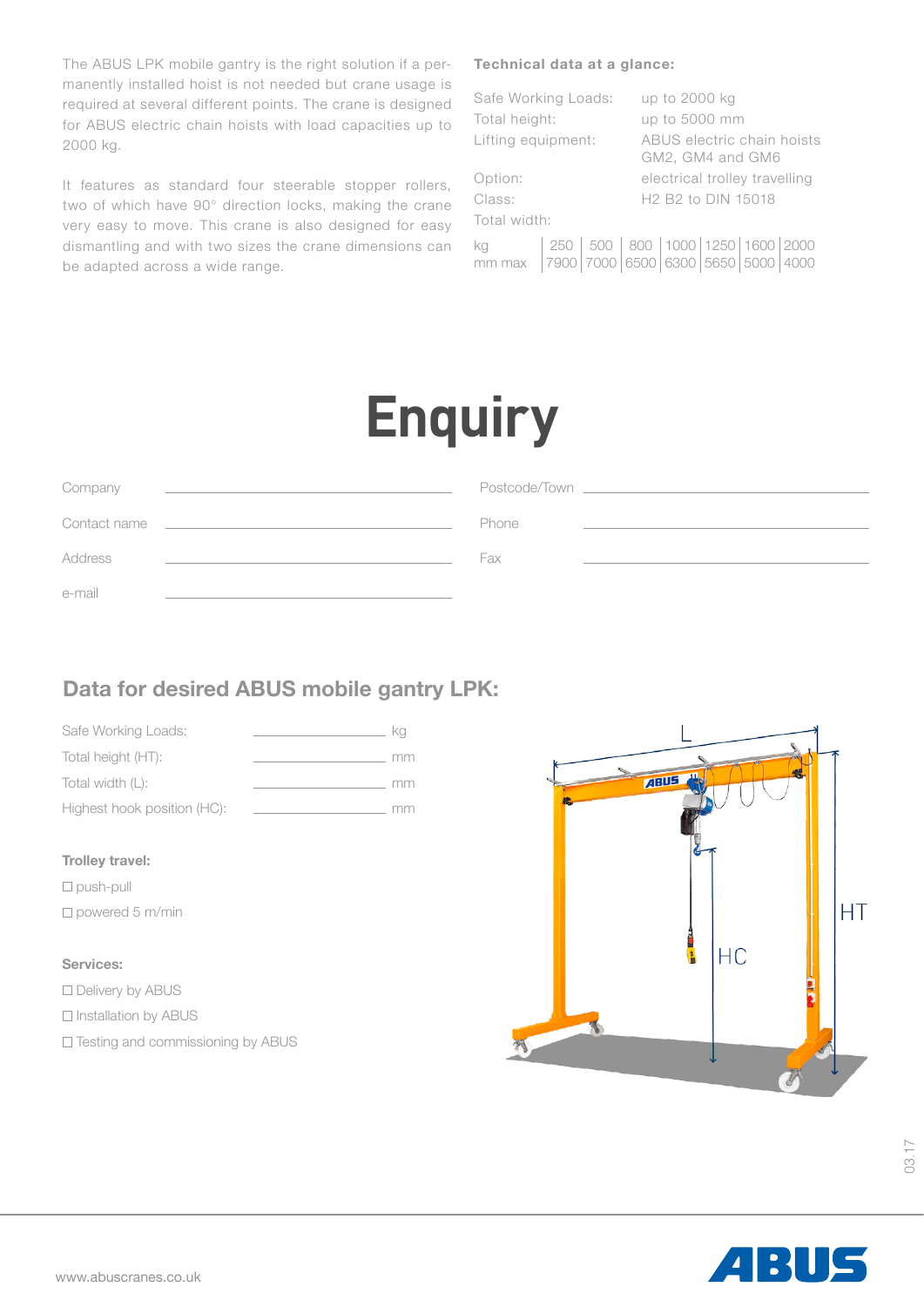The ABUS LPK mobile gantry is the right solution if a permanently installed hoist is not needed but crane usage is required at several different points. The crane is designed for ABUS electric chain hoists with load capacities up to 2000 kg.

It features as standard four steerable stopper rollers, two of which have 90° direction locks, making the crane very easy to move. This crane is also designed for easy dismantling and with two sizes the crane dimensions can be adapted across a wide range.

**Technical data at a glance:**

Safe Working Loads: up to 2000 kg
Total height: up to 5000 mm
Lifting equipment: ABUS electric chain hoists GM2, GM4 and GM6
Option: electrical trolley travelling
Class: H2 B2 to DIN 15018
Total width:

| | | | | | | | |
|---|---|---|---|---|---|---|---|
| kg | 250 | 500 | 800 | 1000 | 1250 | 1600 | 2000 |
| mm max | 7900 | 7000 | 6500 | 6300 | 5650 | 5000 | 4000 |

# Enquiry

Company ______________________

Contact name ______________________

Address ______________________

e-mail ______________________

Postcode/Town ______________________

Phone ______________________

Fax ______________________

## Data for desired ABUS mobile gantry LPK:

Safe Working Loads: ______________ kg

Total height (HT): ______________ mm

Total width (L): ______________ mm

Highest hook position (HC): ______________ mm

**Trolley travel:**

☐ push-pull

☐ powered 5 m/min

**Services:**

☐ Delivery by ABUS

☐ Installation by ABUS

☐ Testing and commissioning by ABUS

L
ABUS
HC
HT

03.17

www.abuscranes.co.uk

ABUS